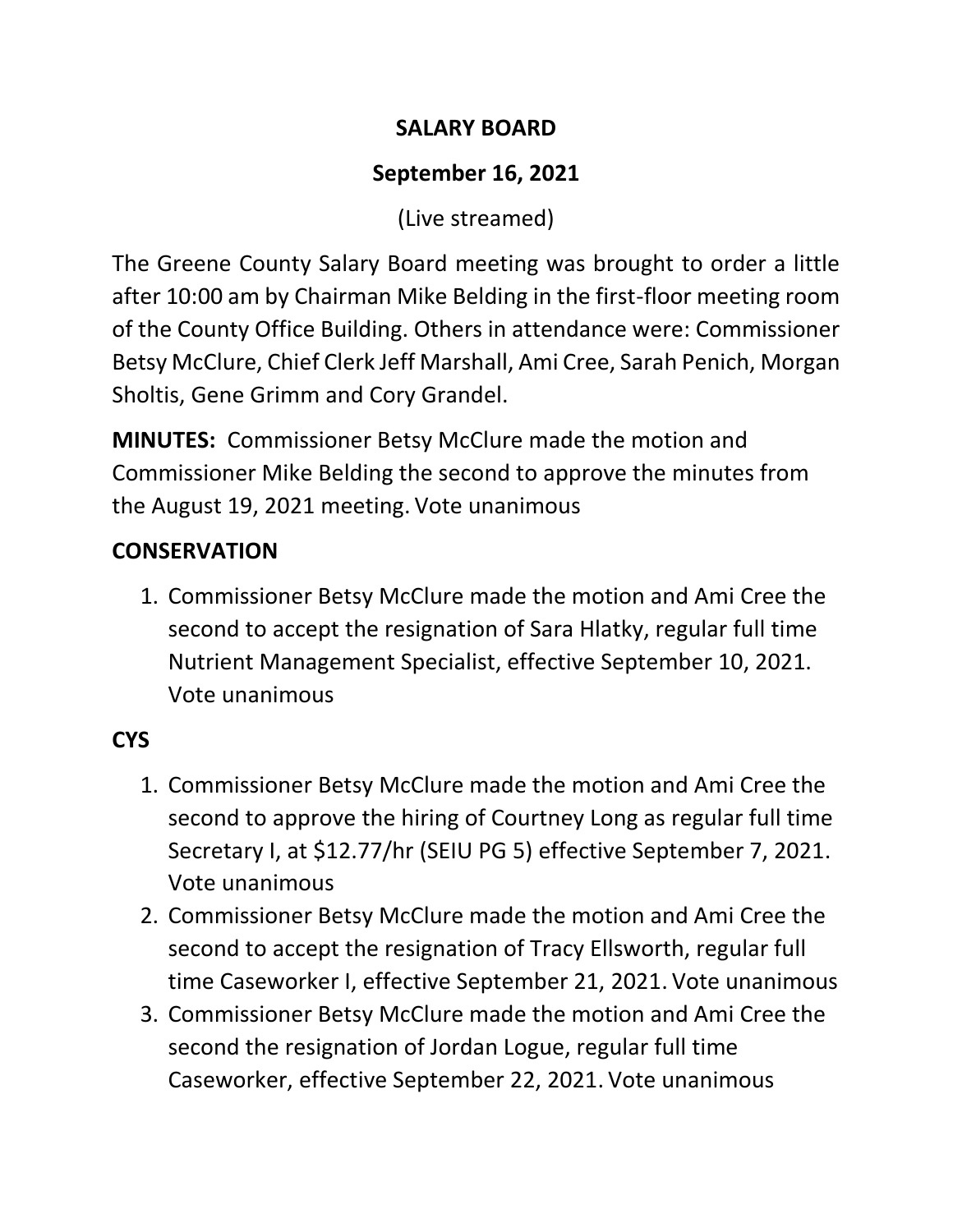# SALARY BOARD

## September 16, 2021

(Live streamed)

The Greene County Salary Board meeting was brought to order a little after 10:00 am by Chairman Mike Belding in the first-floor meeting room of the County Office Building. Others in attendance were: Commissioner Betsy McClure, Chief Clerk Jeff Marshall, Ami Cree, Sarah Penich, Morgan Sholtis, Gene Grimm and Cory Grandel.

**MINUTES:** Commissioner Betsy McClure made the motion and Commissioner Mike Belding the second to approve the minutes from the August 19, 2021 meeting. Vote unanimous

### CONSERVATION

1. Commissioner Betsy McClure made the motion and Ami Cree the second to accept the resignation of Sara Hlatky, regular full time Nutrient Management Specialist, effective September 10, 2021. Vote unanimous

### CYS

1. Commissioner Betsy McClure made the motion and Ami Cree the second to approve the hiring of Courtney Long as regular full time Secretary I, at $12.77/hr (SEIU PG 5) effective September 7, 2021. Vote unanimous
2. Commissioner Betsy McClure made the motion and Ami Cree the second to accept the resignation of Tracy Ellsworth, regular full time Caseworker I, effective September 21, 2021. Vote unanimous
3. Commissioner Betsy McClure made the motion and Ami Cree the second the resignation of Jordan Logue, regular full time Caseworker, effective September 22, 2021. Vote unanimous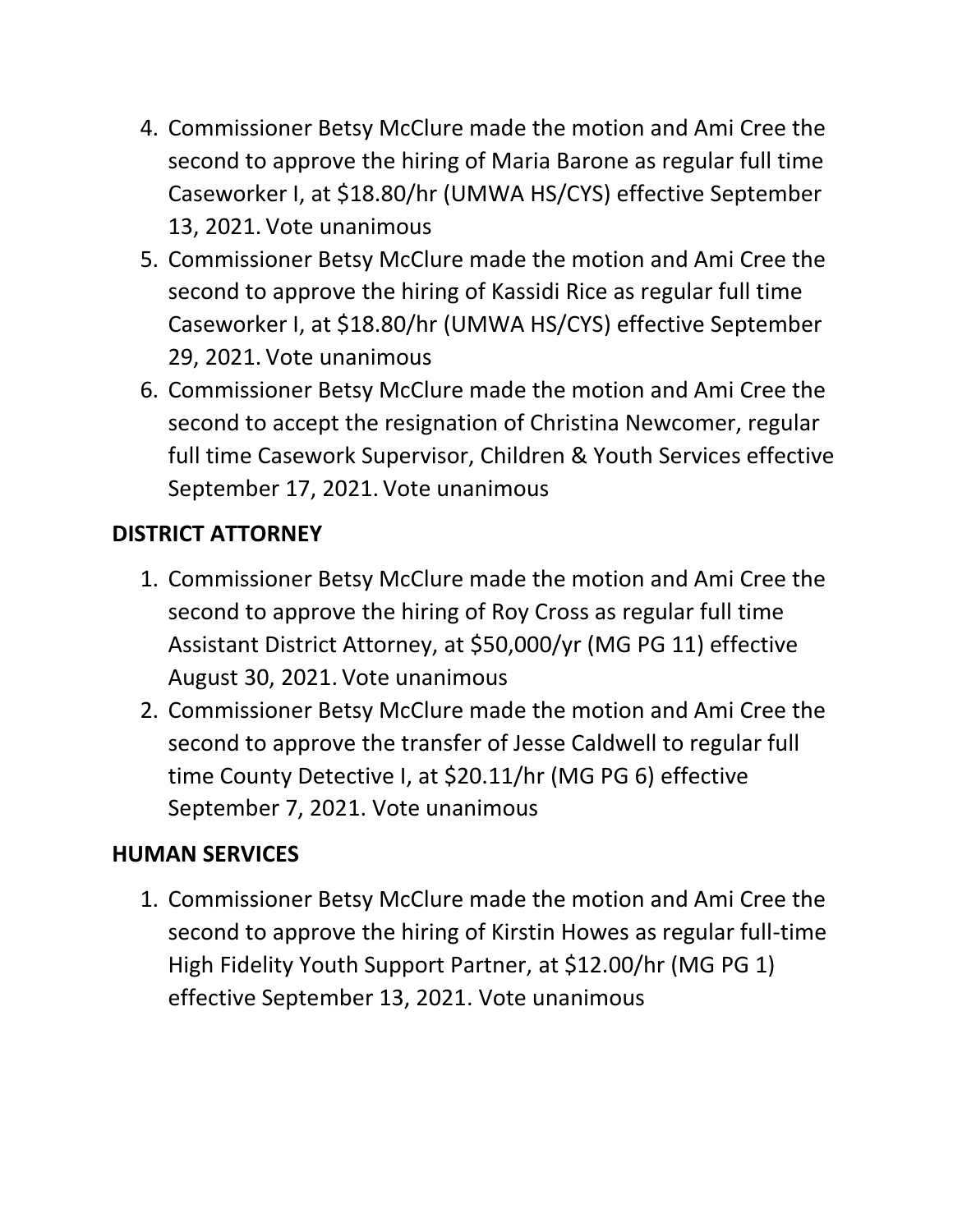4. Commissioner Betsy McClure made the motion and Ami Cree the second to approve the hiring of Maria Barone as regular full time Caseworker I, at $18.80/hr (UMWA HS/CYS) effective September 13, 2021. Vote unanimous
5. Commissioner Betsy McClure made the motion and Ami Cree the second to approve the hiring of Kassidi Rice as regular full time Caseworker I, at $18.80/hr (UMWA HS/CYS) effective September 29, 2021. Vote unanimous
6. Commissioner Betsy McClure made the motion and Ami Cree the second to accept the resignation of Christina Newcomer, regular full time Casework Supervisor, Children & Youth Services effective September 17, 2021. Vote unanimous

**DISTRICT ATTORNEY**

1. Commissioner Betsy McClure made the motion and Ami Cree the second to approve the hiring of Roy Cross as regular full time Assistant District Attorney, at $50,000/yr (MG PG 11) effective August 30, 2021. Vote unanimous
2. Commissioner Betsy McClure made the motion and Ami Cree the second to approve the transfer of Jesse Caldwell to regular full time County Detective I, at $20.11/hr (MG PG 6) effective September 7, 2021. Vote unanimous

**HUMAN SERVICES**

1. Commissioner Betsy McClure made the motion and Ami Cree the second to approve the hiring of Kirstin Howes as regular full-time High Fidelity Youth Support Partner, at $12.00/hr (MG PG 1) effective September 13, 2021. Vote unanimous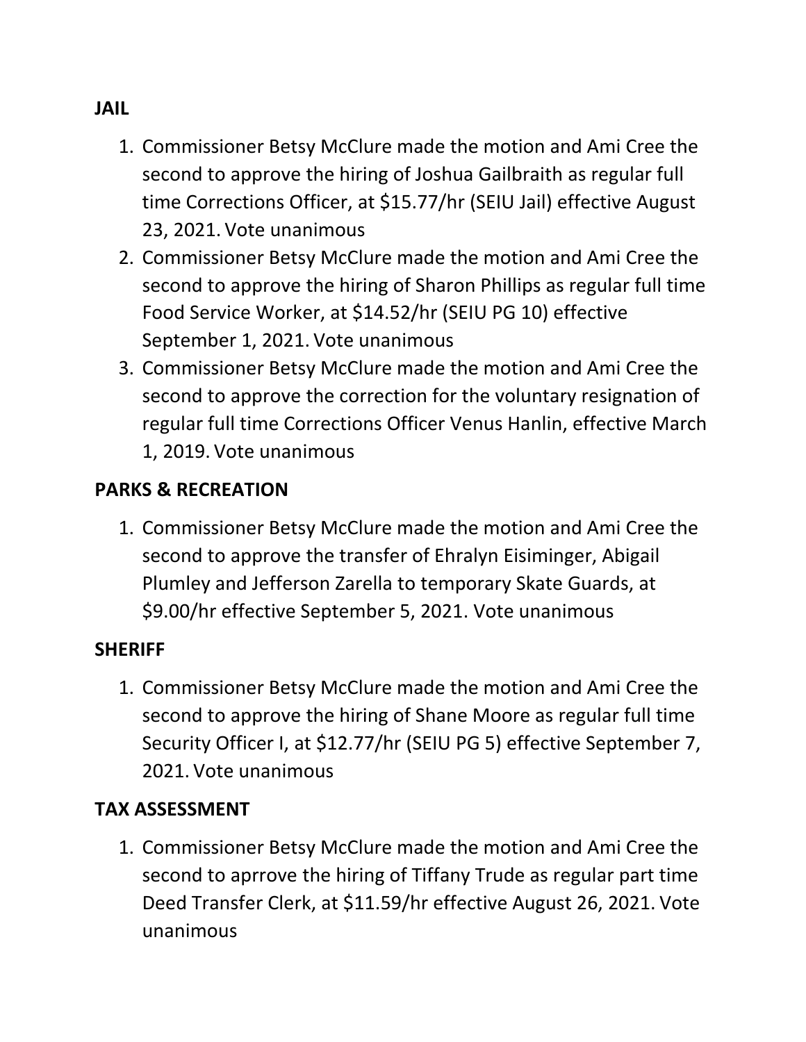**JAIL**

1. Commissioner Betsy McClure made the motion and Ami Cree the second to approve the hiring of Joshua Gailbraith as regular full time Corrections Officer, at $15.77/hr (SEIU Jail) effective August 23, 2021. Vote unanimous
2. Commissioner Betsy McClure made the motion and Ami Cree the second to approve the hiring of Sharon Phillips as regular full time Food Service Worker, at $14.52/hr (SEIU PG 10) effective September 1, 2021. Vote unanimous
3. Commissioner Betsy McClure made the motion and Ami Cree the second to approve the correction for the voluntary resignation of regular full time Corrections Officer Venus Hanlin, effective March 1, 2019. Vote unanimous

**PARKS & RECREATION**

1. Commissioner Betsy McClure made the motion and Ami Cree the second to approve the transfer of Ehralyn Eisiminger, Abigail Plumley and Jefferson Zarella to temporary Skate Guards, at $9.00/hr effective September 5, 2021. Vote unanimous

**SHERIFF**

1. Commissioner Betsy McClure made the motion and Ami Cree the second to approve the hiring of Shane Moore as regular full time Security Officer I, at $12.77/hr (SEIU PG 5) effective September 7, 2021. Vote unanimous

**TAX ASSESSMENT**

1. Commissioner Betsy McClure made the motion and Ami Cree the second to aprrove the hiring of Tiffany Trude as regular part time Deed Transfer Clerk, at $11.59/hr effective August 26, 2021. Vote unanimous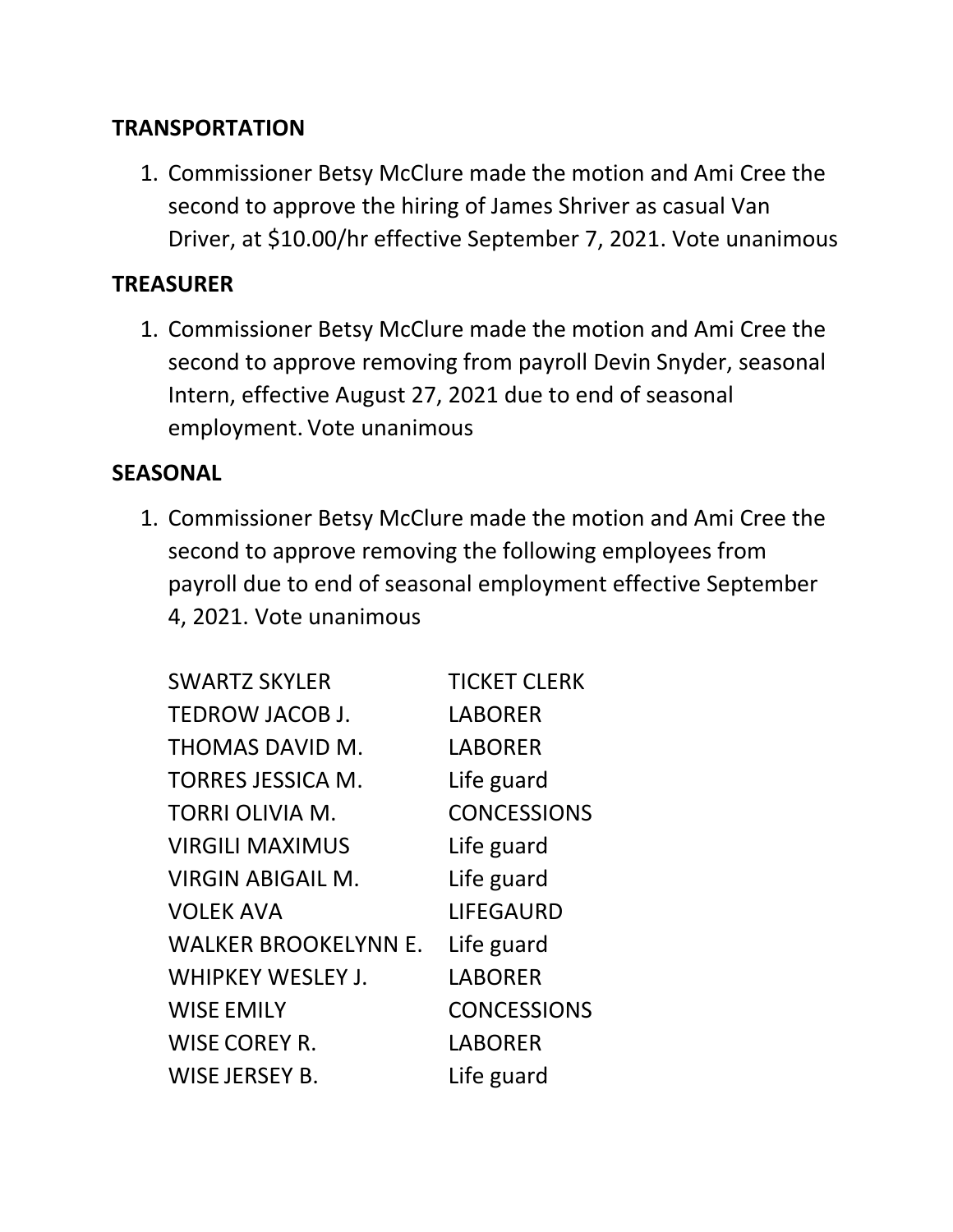**TRANSPORTATION**

1. Commissioner Betsy McClure made the motion and Ami Cree the second to approve the hiring of James Shriver as casual Van Driver, at $10.00/hr effective September 7, 2021. Vote unanimous

**TREASURER**

1. Commissioner Betsy McClure made the motion and Ami Cree the second to approve removing from payroll Devin Snyder, seasonal Intern, effective August 27, 2021 due to end of seasonal employment. Vote unanimous

**SEASONAL**

1. Commissioner Betsy McClure made the motion and Ami Cree the second to approve removing the following employees from payroll due to end of seasonal employment effective September 4, 2021. Vote unanimous

| | |
|---|---|
| SWARTZ SKYLER | TICKET CLERK |
| TEDROW JACOB J. | LABORER |
| THOMAS DAVID M. | LABORER |
| TORRES JESSICA M. | Life guard |
| TORRI OLIVIA M. | CONCESSIONS |
| VIRGILI MAXIMUS | Life guard |
| VIRGIN ABIGAIL M. | Life guard |
| VOLEK AVA | LIFEGAURD |
| WALKER BROOKELYNN E. | Life guard |
| WHIPKEY WESLEY J. | LABORER |
| WISE EMILY | CONCESSIONS |
| WISE COREY R. | LABORER |
| WISE JERSEY B. | Life guard |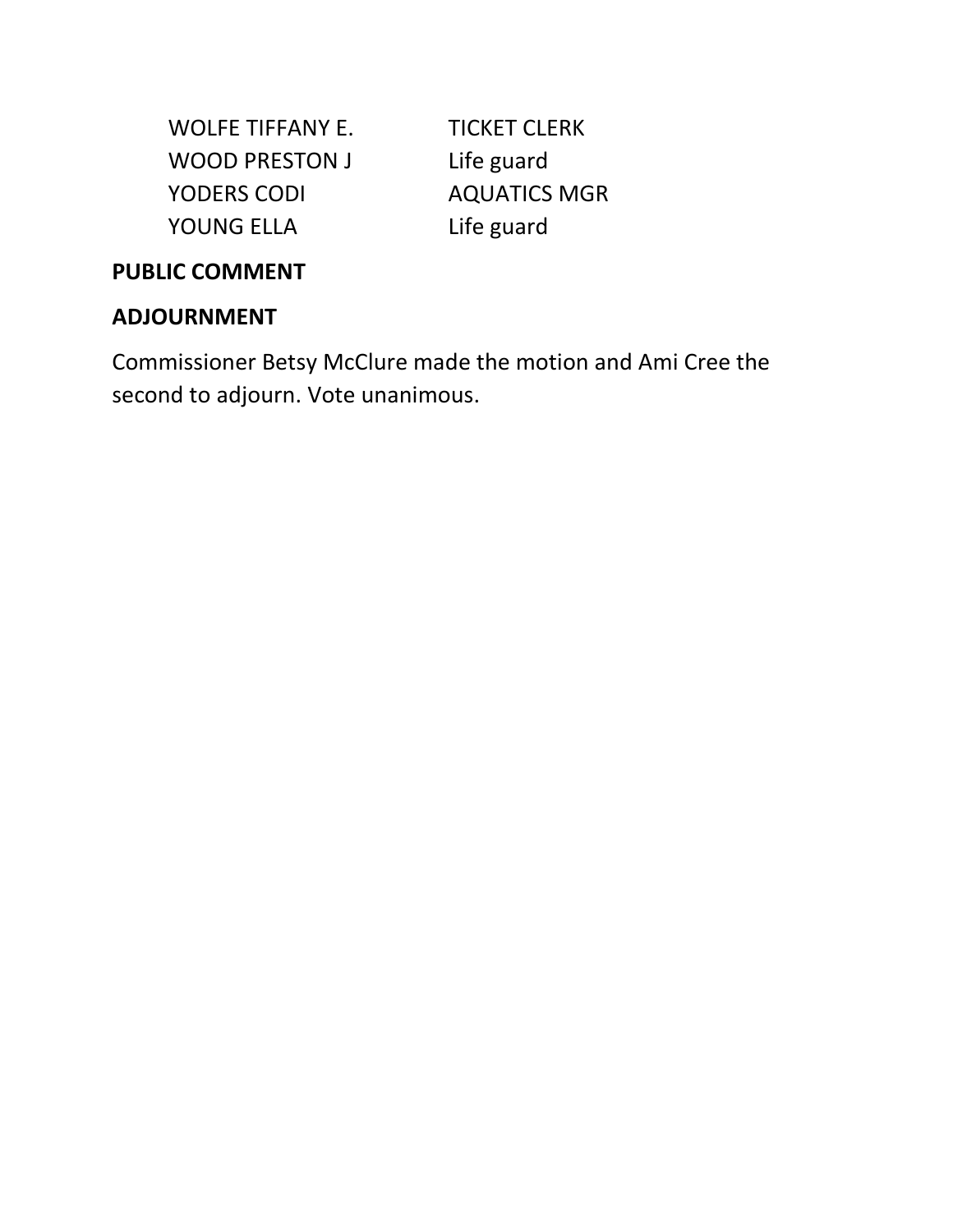| | |
|---|---|
| WOLFE TIFFANY E. | TICKET CLERK |
| WOOD PRESTON J | Life guard |
| YODERS CODI | AQUATICS MGR |
| YOUNG ELLA | Life guard |

**PUBLIC COMMENT**

**ADJOURNMENT**

Commissioner Betsy McClure made the motion and Ami Cree the second to adjourn. Vote unanimous.